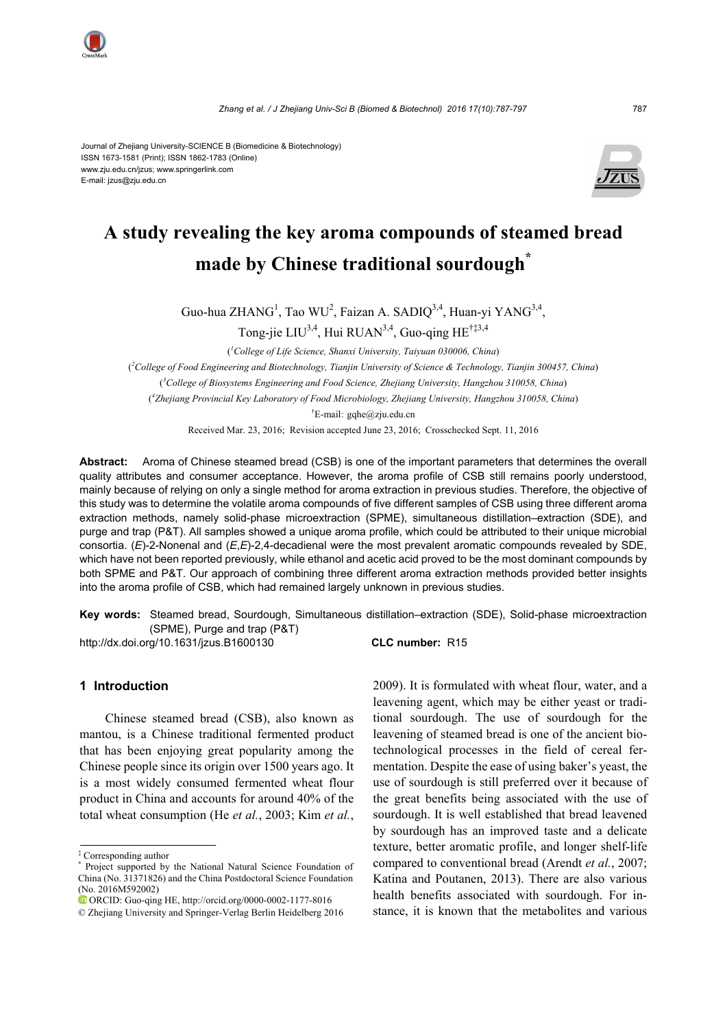Journal of Zhejiang University-SCIENCE B (Biomedicine & Biotechnology)
ISSN 1673-1581 (Print); ISSN 1862-1783 (Online)
www.zju.edu.cn/jzus; www.springerlink.com
E-mail: jzus@zju.edu.cn

# A study revealing the key aroma compounds of steamed bread made by Chinese traditional sourdough*

Guo-hua ZHANG[1], Tao WU[2], Faizan A. SADIQ[3,4], Huan-yi YANG[3,4], Tong-jie LIU[3,4], Hui RUAN[3,4], Guo-qing HE[†‡3,4]

([1]*College of Life Science, Shanxi University, Taiyuan 030006, China*)

([2]*College of Food Engineering and Biotechnology, Tianjin University of Science & Technology, Tianjin 300457, China*)

([3]*College of Biosystems Engineering and Food Science, Zhejiang University, Hangzhou 310058, China*)

([4]*Zhejiang Provincial Key Laboratory of Food Microbiology, Zhejiang University, Hangzhou 310058, China*)

[†]E-mail: gqhe@zju.edu.cn

Received Mar. 23, 2016; Revision accepted June 23, 2016; Crosschecked Sept. 11, 2016

**Abstract:** Aroma of Chinese steamed bread (CSB) is one of the important parameters that determines the overall quality attributes and consumer acceptance. However, the aroma profile of CSB still remains poorly understood, mainly because of relying on only a single method for aroma extraction in previous studies. Therefore, the objective of this study was to determine the volatile aroma compounds of five different samples of CSB using three different aroma extraction methods, namely solid-phase microextraction (SPME), simultaneous distillation–extraction (SDE), and purge and trap (P&T). All samples showed a unique aroma profile, which could be attributed to their unique microbial consortia. (*E*)-2-Nonenal and (*E*,*E*)-2,4-decadienal were the most prevalent aromatic compounds revealed by SDE, which have not been reported previously, while ethanol and acetic acid proved to be the most dominant compounds by both SPME and P&T. Our approach of combining three different aroma extraction methods provided better insights into the aroma profile of CSB, which had remained largely unknown in previous studies.

**Key words:** Steamed bread, Sourdough, Simultaneous distillation–extraction (SDE), Solid-phase microextraction (SPME), Purge and trap (P&T)

http://dx.doi.org/10.1631/jzus.B1600130 **CLC number:** R15

## 1 Introduction

Chinese steamed bread (CSB), also known as mantou, is a Chinese traditional fermented product that has been enjoying great popularity among the Chinese people since its origin over 1500 years ago. It is a most widely consumed fermented wheat flour product in China and accounts for around 40% of the total wheat consumption (He *et al.*, 2003; Kim *et al.*, 2009). It is formulated with wheat flour, water, and a leavening agent, which may be either yeast or traditional sourdough. The use of sourdough for the leavening of steamed bread is one of the ancient biotechnological processes in the field of cereal fermentation. Despite the ease of using baker's yeast, the use of sourdough is still preferred over it because of the great benefits being associated with the use of sourdough. It is well established that bread leavened by sourdough has an improved taste and a delicate texture, better aromatic profile, and longer shelf-life compared to conventional bread (Arendt *et al.*, 2007; Katina and Poutanen, 2013). There are also various health benefits associated with sourdough. For instance, it is known that the metabolites and various

---

‡ Corresponding author

\* Project supported by the National Natural Science Foundation of China (No. 31371826) and the China Postdoctoral Science Foundation (No. 2016M592002)

ORCID: Guo-qing HE, http://orcid.org/0000-0002-1177-8016

© Zhejiang University and Springer-Verlag Berlin Heidelberg 2016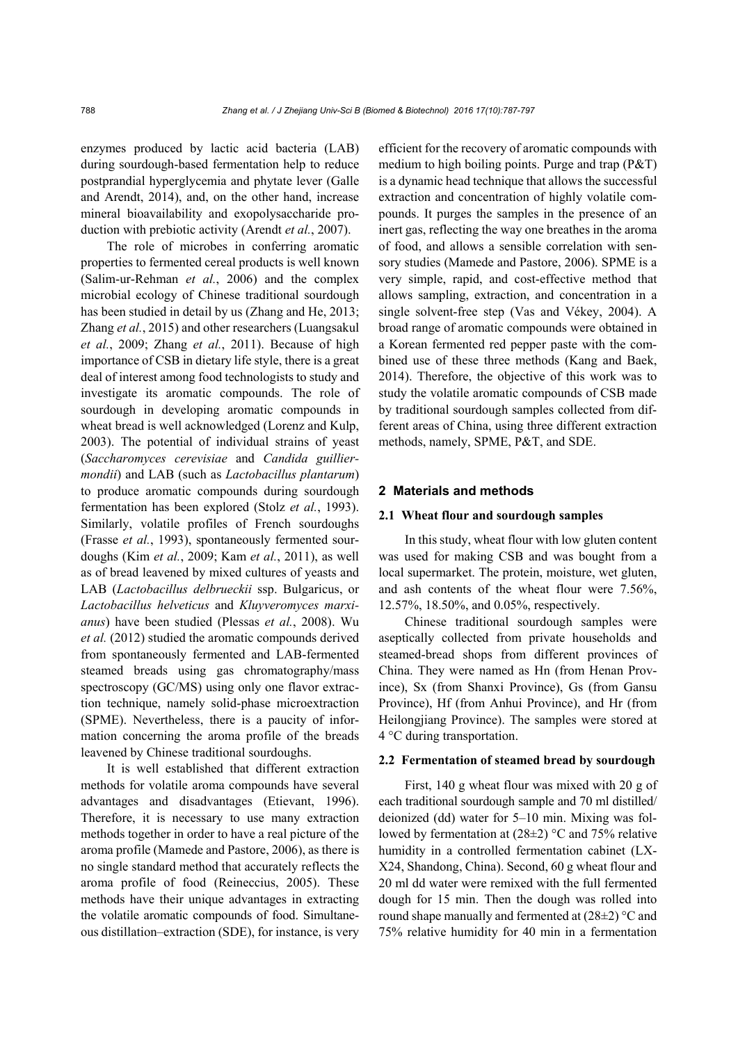enzymes produced by lactic acid bacteria (LAB) during sourdough-based fermentation help to reduce postprandial hyperglycemia and phytate lever (Galle and Arendt, 2014), and, on the other hand, increase mineral bioavailability and exopolysaccharide production with prebiotic activity (Arendt *et al.*, 2007).

The role of microbes in conferring aromatic properties to fermented cereal products is well known (Salim-ur-Rehman *et al.*, 2006) and the complex microbial ecology of Chinese traditional sourdough has been studied in detail by us (Zhang and He, 2013; Zhang *et al.*, 2015) and other researchers (Luangsakul *et al.*, 2009; Zhang *et al.*, 2011). Because of high importance of CSB in dietary life style, there is a great deal of interest among food technologists to study and investigate its aromatic compounds. The role of sourdough in developing aromatic compounds in wheat bread is well acknowledged (Lorenz and Kulp, 2003). The potential of individual strains of yeast (*Saccharomyces cerevisiae* and *Candida guilliermondii*) and LAB (such as *Lactobacillus plantarum*) to produce aromatic compounds during sourdough fermentation has been explored (Stolz *et al.*, 1993). Similarly, volatile profiles of French sourdoughs (Frasse *et al.*, 1993), spontaneously fermented sourdoughs (Kim *et al.*, 2009; Kam *et al.*, 2011), as well as of bread leavened by mixed cultures of yeasts and LAB (*Lactobacillus delbrueckii* ssp. Bulgaricus, or *Lactobacillus helveticus* and *Kluyveromyces marxianus*) have been studied (Plessas *et al.*, 2008). Wu *et al.* (2012) studied the aromatic compounds derived from spontaneously fermented and LAB-fermented steamed breads using gas chromatography/mass spectroscopy (GC/MS) using only one flavor extraction technique, namely solid-phase microextraction (SPME). Nevertheless, there is a paucity of information concerning the aroma profile of the breads leavened by Chinese traditional sourdoughs.

It is well established that different extraction methods for volatile aroma compounds have several advantages and disadvantages (Etievant, 1996). Therefore, it is necessary to use many extraction methods together in order to have a real picture of the aroma profile (Mamede and Pastore, 2006), as there is no single standard method that accurately reflects the aroma profile of food (Reineccius, 2005). These methods have their unique advantages in extracting the volatile aromatic compounds of food. Simultaneous distillation–extraction (SDE), for instance, is very efficient for the recovery of aromatic compounds with medium to high boiling points. Purge and trap (P&T) is a dynamic head technique that allows the successful extraction and concentration of highly volatile compounds. It purges the samples in the presence of an inert gas, reflecting the way one breathes in the aroma of food, and allows a sensible correlation with sensory studies (Mamede and Pastore, 2006). SPME is a very simple, rapid, and cost-effective method that allows sampling, extraction, and concentration in a single solvent-free step (Vas and Vékey, 2004). A broad range of aromatic compounds were obtained in a Korean fermented red pepper paste with the combined use of these three methods (Kang and Baek, 2014). Therefore, the objective of this work was to study the volatile aromatic compounds of CSB made by traditional sourdough samples collected from different areas of China, using three different extraction methods, namely, SPME, P&T, and SDE.

## 2 Materials and methods

### 2.1 Wheat flour and sourdough samples

In this study, wheat flour with low gluten content was used for making CSB and was bought from a local supermarket. The protein, moisture, wet gluten, and ash contents of the wheat flour were 7.56%, 12.57%, 18.50%, and 0.05%, respectively.

Chinese traditional sourdough samples were aseptically collected from private households and steamed-bread shops from different provinces of China. They were named as Hn (from Henan Province), Sx (from Shanxi Province), Gs (from Gansu Province), Hf (from Anhui Province), and Hr (from Heilongjiang Province). The samples were stored at 4 °C during transportation.

### 2.2 Fermentation of steamed bread by sourdough

First, 140 g wheat flour was mixed with 20 g of each traditional sourdough sample and 70 ml distilled/deionized (dd) water for 5–10 min. Mixing was followed by fermentation at (28±2) °C and 75% relative humidity in a controlled fermentation cabinet (LX-X24, Shandong, China). Second, 60 g wheat flour and 20 ml dd water were remixed with the full fermented dough for 15 min. Then the dough was rolled into round shape manually and fermented at (28±2) °C and 75% relative humidity for 40 min in a fermentation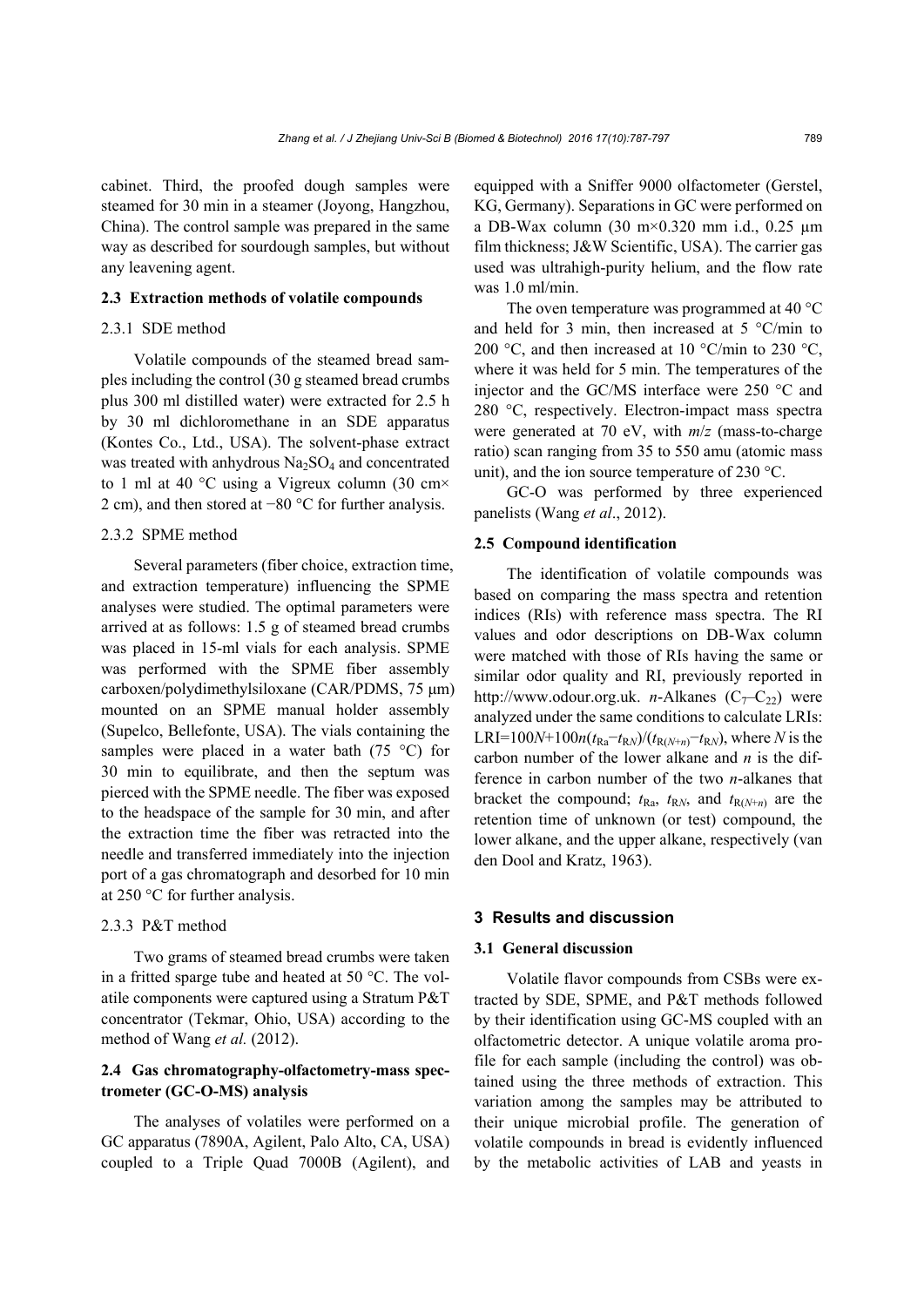cabinet. Third, the proofed dough samples were steamed for 30 min in a steamer (Joyong, Hangzhou, China). The control sample was prepared in the same way as described for sourdough samples, but without any leavening agent.

### 2.3 Extraction methods of volatile compounds

#### 2.3.1 SDE method

Volatile compounds of the steamed bread samples including the control (30 g steamed bread crumbs plus 300 ml distilled water) were extracted for 2.5 h by 30 ml dichloromethane in an SDE apparatus (Kontes Co., Ltd., USA). The solvent-phase extract was treated with anhydrous $Na_2SO_4$ and concentrated to 1 ml at 40 °C using a Vigreux column (30 cm× 2 cm), and then stored at −80 °C for further analysis.

#### 2.3.2 SPME method

Several parameters (fiber choice, extraction time, and extraction temperature) influencing the SPME analyses were studied. The optimal parameters were arrived at as follows: 1.5 g of steamed bread crumbs was placed in 15-ml vials for each analysis. SPME was performed with the SPME fiber assembly carboxen/polydimethylsiloxane (CAR/PDMS, 75 μm) mounted on an SPME manual holder assembly (Supelco, Bellefonte, USA). The vials containing the samples were placed in a water bath (75 °C) for 30 min to equilibrate, and then the septum was pierced with the SPME needle. The fiber was exposed to the headspace of the sample for 30 min, and after the extraction time the fiber was retracted into the needle and transferred immediately into the injection port of a gas chromatograph and desorbed for 10 min at 250 °C for further analysis.

#### 2.3.3 P&T method

Two grams of steamed bread crumbs were taken in a fritted sparge tube and heated at 50 °C. The volatile components were captured using a Stratum P&T concentrator (Tekmar, Ohio, USA) according to the method of Wang *et al.* (2012).

### 2.4 Gas chromatography-olfactometry-mass spectrometer (GC-O-MS) analysis

The analyses of volatiles were performed on a GC apparatus (7890A, Agilent, Palo Alto, CA, USA) coupled to a Triple Quad 7000B (Agilent), and equipped with a Sniffer 9000 olfactometer (Gerstel, KG, Germany). Separations in GC were performed on a DB-Wax column (30 m×0.320 mm i.d., 0.25 μm film thickness; J&W Scientific, USA). The carrier gas used was ultrahigh-purity helium, and the flow rate was 1.0 ml/min.

The oven temperature was programmed at 40 °C and held for 3 min, then increased at 5 °C/min to 200 °C, and then increased at 10 °C/min to 230 °C, where it was held for 5 min. The temperatures of the injector and the GC/MS interface were 250 °C and 280 °C, respectively. Electron-impact mass spectra were generated at 70 eV, with $m/z$ (mass-to-charge ratio) scan ranging from 35 to 550 amu (atomic mass unit), and the ion source temperature of 230 °C.

GC-O was performed by three experienced panelists (Wang *et al*., 2012).

### 2.5 Compound identification

The identification of volatile compounds was based on comparing the mass spectra and retention indices (RIs) with reference mass spectra. The RI values and odor descriptions on DB-Wax column were matched with those of RIs having the same or similar odor quality and RI, previously reported in http://www.odour.org.uk. *n*-Alkanes ($C_7$–$C_{22}$) were analyzed under the same conditions to calculate LRIs: $\text{LRI}=100N+100n(t_{\text{Ra}}-t_{\text{R}N})/(t_{\text{R}(N+n)}-t_{\text{R}N})$, where $N$ is the carbon number of the lower alkane and $n$ is the difference in carbon number of the two *n*-alkanes that bracket the compound; $t_{\text{Ra}}$, $t_{\text{R}N}$, and $t_{\text{R}(N+n)}$ are the retention time of unknown (or test) compound, the lower alkane, and the upper alkane, respectively (van den Dool and Kratz, 1963).

## 3 Results and discussion

### 3.1 General discussion

Volatile flavor compounds from CSBs were extracted by SDE, SPME, and P&T methods followed by their identification using GC-MS coupled with an olfactometric detector. A unique volatile aroma profile for each sample (including the control) was obtained using the three methods of extraction. This variation among the samples may be attributed to their unique microbial profile. The generation of volatile compounds in bread is evidently influenced by the metabolic activities of LAB and yeasts in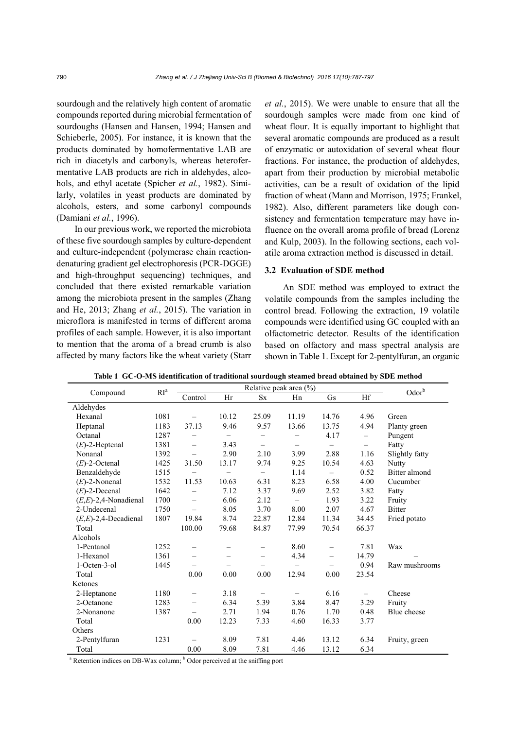sourdough and the relatively high content of aromatic compounds reported during microbial fermentation of sourdoughs (Hansen and Hansen, 1994; Hansen and Schieberle, 2005). For instance, it is known that the products dominated by homofermentative LAB are rich in diacetyls and carbonyls, whereas heterofermentative LAB products are rich in aldehydes, alcohols, and ethyl acetate (Spicher *et al.*, 1982). Similarly, volatiles in yeast products are dominated by alcohols, esters, and some carbonyl compounds (Damiani *et al.*, 1996).

In our previous work, we reported the microbiota of these five sourdough samples by culture-dependent and culture-independent (polymerase chain reaction-denaturing gradient gel electrophoresis (PCR-DGGE) and high-throughput sequencing) techniques, and concluded that there existed remarkable variation among the microbiota present in the samples (Zhang and He, 2013; Zhang *et al.*, 2015). The variation in microflora is manifested in terms of different aroma profiles of each sample. However, it is also important to mention that the aroma of a bread crumb is also affected by many factors like the wheat variety (Starr *et al.*, 2015). We were unable to ensure that all the sourdough samples were made from one kind of wheat flour. It is equally important to highlight that several aromatic compounds are produced as a result of enzymatic or autoxidation of several wheat flour fractions. For instance, the production of aldehydes, apart from their production by microbial metabolic activities, can be a result of oxidation of the lipid fraction of wheat (Mann and Morrison, 1975; Frankel, 1982). Also, different parameters like dough consistency and fermentation temperature may have influence on the overall aroma profile of bread (Lorenz and Kulp, 2003). In the following sections, each volatile aroma extraction method is discussed in detail.

### 3.2 Evaluation of SDE method

An SDE method was employed to extract the volatile compounds from the samples including the control bread. Following the extraction, 19 volatile compounds were identified using GC coupled with an olfactometric detector. Results of the identification based on olfactory and mass spectral analysis are shown in Table 1. Except for 2-pentylfuran, an organic

**Table 1 GC-O-MS identification of traditional sourdough steamed bread obtained by SDE method**

| Compound | RI[a] | Relative peak area (%) | | | | | | Odor[b] |
|---|---|---|---|---|---|---|---|---|
| | | Control | Hr | Sx | Hn | Gs | Hf | |
| Aldehydes | | | | | | | | |
| Hexanal | 1081 | – | 10.12 | 25.09 | 11.19 | 14.76 | 4.96 | Green |
| Heptanal | 1183 | 37.13 | 9.46 | 9.57 | 13.66 | 13.75 | 4.94 | Planty green |
| Octanal | 1287 | – | – | – | – | 4.17 | – | Pungent |
| (*E*)-2-Heptenal | 1381 | – | 3.43 | – | – | – | – | Fatty |
| Nonanal | 1392 | – | 2.90 | 2.10 | 3.99 | 2.88 | 1.16 | Slightly fatty |
| (*E*)-2-Octenal | 1425 | 31.50 | 13.17 | 9.74 | 9.25 | 10.54 | 4.63 | Nutty |
| Benzaldehyde | 1515 | – | – | – | 1.14 | – | 0.52 | Bitter almond |
| (*E*)-2-Nonenal | 1532 | 11.53 | 10.63 | 6.31 | 8.23 | 6.58 | 4.00 | Cucumber |
| (*E*)-2-Decenal | 1642 | – | 7.12 | 3.37 | 9.69 | 2.52 | 3.82 | Fatty |
| (*E*,*E*)-2,4-Nonadienal | 1700 | – | 6.06 | 2.12 | – | 1.93 | 3.22 | Fruity |
| 2-Undecenal | 1750 | – | 8.05 | 3.70 | 8.00 | 2.07 | 4.67 | Bitter |
| (*E*,*E*)-2,4-Decadienal | 1807 | 19.84 | 8.74 | 22.87 | 12.84 | 11.34 | 34.45 | Fried potato |
| Total | | 100.00 | 79.68 | 84.87 | 77.99 | 70.54 | 66.37 | |
| Alcohols | | | | | | | | |
| 1-Pentanol | 1252 | – | – | – | 8.60 | – | 7.81 | Wax |
| 1-Hexanol | 1361 | – | – | – | 4.34 | – | 14.79 | – |
| 1-Octen-3-ol | 1445 | – | – | – | – | – | 0.94 | Raw mushrooms |
| Total | | 0.00 | 0.00 | 0.00 | 12.94 | 0.00 | 23.54 | |
| Ketones | | | | | | | | |
| 2-Heptanone | 1180 | – | 3.18 | – | – | 6.16 | – | Cheese |
| 2-Octanone | 1283 | – | 6.34 | 5.39 | 3.84 | 8.47 | 3.29 | Fruity |
| 2-Nonanone | 1387 | – | 2.71 | 1.94 | 0.76 | 1.70 | 0.48 | Blue cheese |
| Total | | 0.00 | 12.23 | 7.33 | 4.60 | 16.33 | 3.77 | |
| Others | | | | | | | | |
| 2-Pentylfuran | 1231 | – | 8.09 | 7.81 | 4.46 | 13.12 | 6.34 | Fruity, green |
| Total | | 0.00 | 8.09 | 7.81 | 4.46 | 13.12 | 6.34 | |

[a] Retention indices on DB-Wax column; [b] Odor perceived at the sniffing port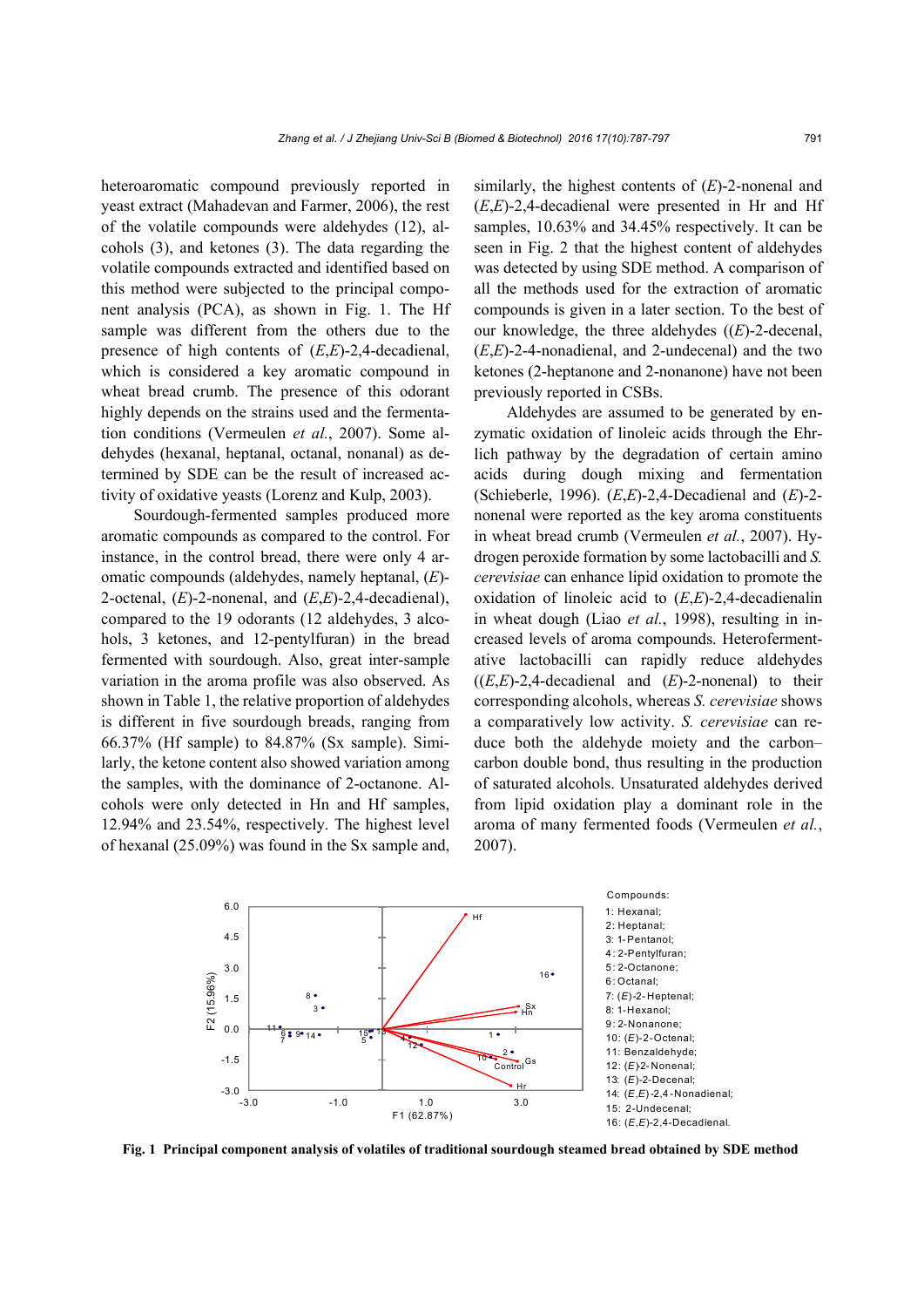heteroaromatic compound previously reported in yeast extract (Mahadevan and Farmer, 2006), the rest of the volatile compounds were aldehydes (12), alcohols (3), and ketones (3). The data regarding the volatile compounds extracted and identified based on this method were subjected to the principal component analysis (PCA), as shown in Fig. 1. The Hf sample was different from the others due to the presence of high contents of (*E*,*E*)-2,4-decadienal, which is considered a key aromatic compound in wheat bread crumb. The presence of this odorant highly depends on the strains used and the fermentation conditions (Vermeulen *et al.*, 2007). Some aldehydes (hexanal, heptanal, octanal, nonanal) as determined by SDE can be the result of increased activity of oxidative yeasts (Lorenz and Kulp, 2003).

Sourdough-fermented samples produced more aromatic compounds as compared to the control. For instance, in the control bread, there were only 4 aromatic compounds (aldehydes, namely heptanal, (*E*)-2-octenal, (*E*)-2-nonenal, and (*E*,*E*)-2,4-decadienal), compared to the 19 odorants (12 aldehydes, 3 alcohols, 3 ketones, and 12-pentylfuran) in the bread fermented with sourdough. Also, great inter-sample variation in the aroma profile was also observed. As shown in Table 1, the relative proportion of aldehydes is different in five sourdough breads, ranging from 66.37% (Hf sample) to 84.87% (Sx sample). Similarly, the ketone content also showed variation among the samples, with the dominance of 2-octanone. Alcohols were only detected in Hn and Hf samples, 12.94% and 23.54%, respectively. The highest level of hexanal (25.09%) was found in the Sx sample and, similarly, the highest contents of (*E*)-2-nonenal and (*E*,*E*)-2,4-decadienal were presented in Hr and Hf samples, 10.63% and 34.45% respectively. It can be seen in Fig. 2 that the highest content of aldehydes was detected by using SDE method. A comparison of all the methods used for the extraction of aromatic compounds is given in a later section. To the best of our knowledge, the three aldehydes ((*E*)-2-decenal, (*E*,*E*)-2-4-nonadienal, and 2-undecenal) and the two ketones (2-heptanone and 2-nonanone) have not been previously reported in CSBs.

Aldehydes are assumed to be generated by enzymatic oxidation of linoleic acids through the Ehrlich pathway by the degradation of certain amino acids during dough mixing and fermentation (Schieberle, 1996). (*E*,*E*)-2,4-Decadienal and (*E*)-2-nonenal were reported as the key aroma constituents in wheat bread crumb (Vermeulen *et al.*, 2007). Hydrogen peroxide formation by some lactobacilli and *S. cerevisiae* can enhance lipid oxidation to promote the oxidation of linoleic acid to (*E*,*E*)-2,4-decadienalin in wheat dough (Liao *et al.*, 1998), resulting in increased levels of aroma compounds. Heterofermentative lactobacilli can rapidly reduce aldehydes ((*E*,*E*)-2,4-decadienal and (*E*)-2-nonenal) to their corresponding alcohols, whereas *S. cerevisiae* shows a comparatively low activity. *S. cerevisiae* can reduce both the aldehyde moiety and the carbon–carbon double bond, thus resulting in the production of saturated alcohols. Unsaturated aldehydes derived from lipid oxidation play a dominant role in the aroma of many fermented foods (Vermeulen *et al.*, 2007).

Compounds: 1: Hexanal; 2: Heptanal; 3: 1-Pentanol; 4: 2-Pentylfuran; 5: 2-Octanone; 6: Octanal; 7: (*E*)-2-Heptenal; 8: 1-Hexanol; 9: 2-Nonanone; 10: (*E*)-2-Octenal; 11: Benzaldehyde; 12: (*E*)-2-Nonenal; 13: (*E*)-2-Decenal; 14: (*E*,*E*)-2,4-Nonadienal; 15: 2-Undecenal; 16: (*E*,*E*)-2,4-Decadienal.

**Fig. 1 Principal component analysis of volatiles of traditional sourdough steamed bread obtained by SDE method**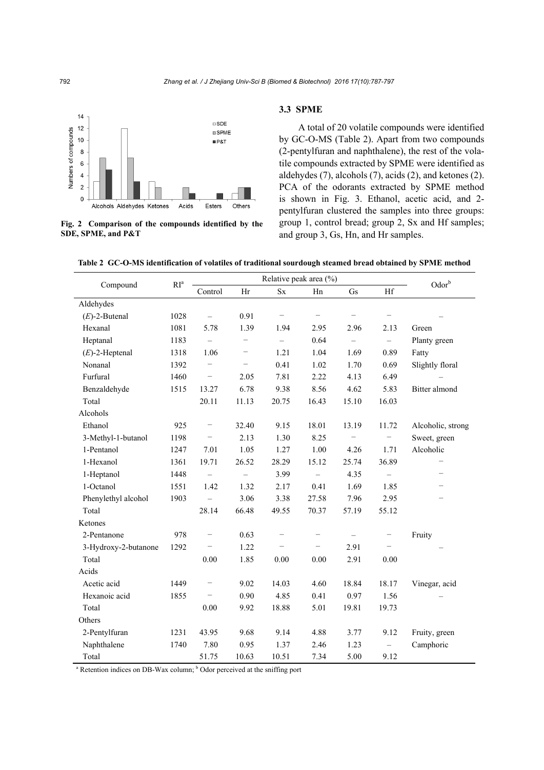14
12
10
8
6
4
2
0
Numbers of compounds
Alcohols Aldehydes Ketones Acids Esters Others
SDE
SPME
P&T

**Fig. 2 Comparison of the compounds identified by the SDE, SPME, and P&T**

### 3.3 SPME

A total of 20 volatile compounds were identified by GC-O-MS (Table 2). Apart from two compounds (2-pentylfuran and naphthalene), the rest of the volatile compounds extracted by SPME were identified as aldehydes (7), alcohols (7), acids (2), and ketones (2). PCA of the odorants extracted by SPME method is shown in Fig. 3. Ethanol, acetic acid, and 2-pentylfuran clustered the samples into three groups: group 1, control bread; group 2, Sx and Hf samples; and group 3, Gs, Hn, and Hr samples.

**Table 2 GC-O-MS identification of volatiles of traditional sourdough steamed bread obtained by SPME method**

| Compound | RI[a] | Relative peak area (%) | | | | | | Odor[b] |
|---|---|---|---|---|---|---|---|---|
| | | Control | Hr | Sx | Hn | Gs | Hf | |
| Aldehydes | | | | | | | | |
| (*E*)-2-Butenal | 1028 | – | 0.91 | – | – | – | – | – |
| Hexanal | 1081 | 5.78 | 1.39 | 1.94 | 2.95 | 2.96 | 2.13 | Green |
| Heptanal | 1183 | – | – | – | 0.64 | – | – | Planty green |
| (*E*)-2-Heptenal | 1318 | 1.06 | – | 1.21 | 1.04 | 1.69 | 0.89 | Fatty |
| Nonanal | 1392 | – | – | 0.41 | 1.02 | 1.70 | 0.69 | Slightly floral |
| Furfural | 1460 | – | 2.05 | 7.81 | 2.22 | 4.13 | 6.49 | – |
| Benzaldehyde | 1515 | 13.27 | 6.78 | 9.38 | 8.56 | 4.62 | 5.83 | Bitter almond |
| Total | | 20.11 | 11.13 | 20.75 | 16.43 | 15.10 | 16.03 | |
| Alcohols | | | | | | | | |
| Ethanol | 925 | – | 32.40 | 9.15 | 18.01 | 13.19 | 11.72 | Alcoholic, strong |
| 3-Methyl-1-butanol | 1198 | – | 2.13 | 1.30 | 8.25 | – | – | Sweet, green |
| 1-Pentanol | 1247 | 7.01 | 1.05 | 1.27 | 1.00 | 4.26 | 1.71 | Alcoholic |
| 1-Hexanol | 1361 | 19.71 | 26.52 | 28.29 | 15.12 | 25.74 | 36.89 | – |
| 1-Heptanol | 1448 | – | – | 3.99 | – | 4.35 | – | – |
| 1-Octanol | 1551 | 1.42 | 1.32 | 2.17 | 0.41 | 1.69 | 1.85 | – |
| Phenylethyl alcohol | 1903 | – | 3.06 | 3.38 | 27.58 | 7.96 | 2.95 | – |
| Total | | 28.14 | 66.48 | 49.55 | 70.37 | 57.19 | 55.12 | |
| Ketones | | | | | | | | |
| 2-Pentanone | 978 | – | 0.63 | – | – | – | – | Fruity |
| 3-Hydroxy-2-butanone | 1292 | – | 1.22 | – | – | 2.91 | – | – |
| Total | | 0.00 | 1.85 | 0.00 | 0.00 | 2.91 | 0.00 | |
| Acids | | | | | | | | |
| Acetic acid | 1449 | – | 9.02 | 14.03 | 4.60 | 18.84 | 18.17 | Vinegar, acid |
| Hexanoic acid | 1855 | – | 0.90 | 4.85 | 0.41 | 0.97 | 1.56 | – |
| Total | | 0.00 | 9.92 | 18.88 | 5.01 | 19.81 | 19.73 | |
| Others | | | | | | | | |
| 2-Pentylfuran | 1231 | 43.95 | 9.68 | 9.14 | 4.88 | 3.77 | 9.12 | Fruity, green |
| Naphthalene | 1740 | 7.80 | 0.95 | 1.37 | 2.46 | 1.23 | – | Camphoric |
| Total | | 51.75 | 10.63 | 10.51 | 7.34 | 5.00 | 9.12 | |

[a] Retention indices on DB-Wax column; [b] Odor perceived at the sniffing port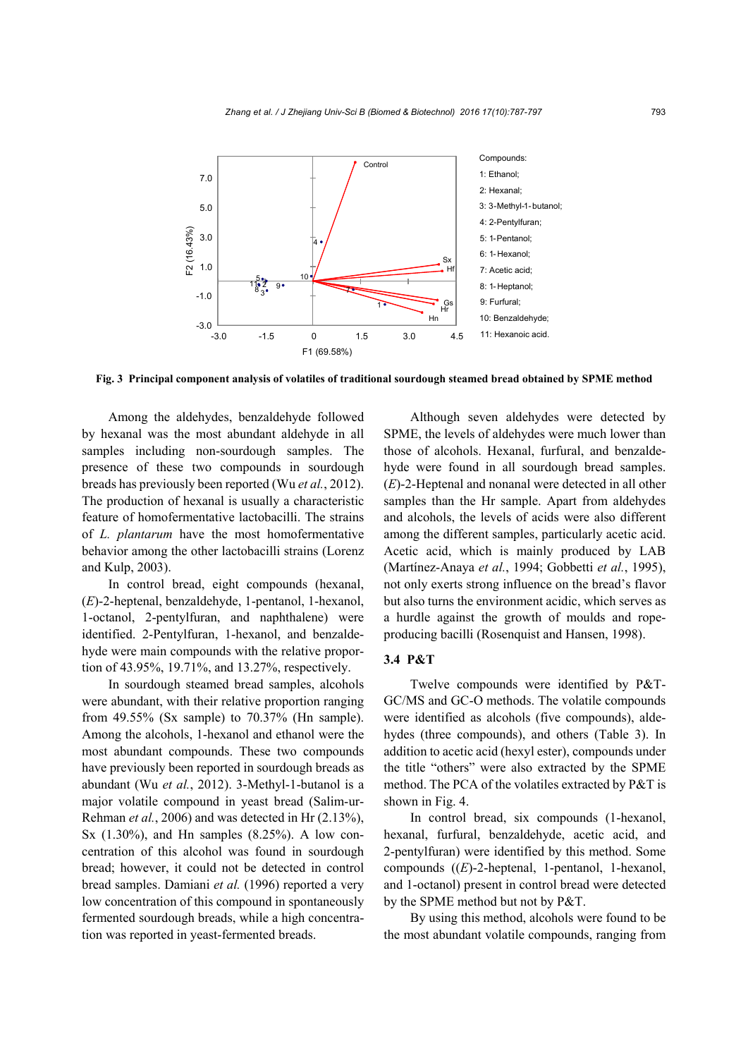7.0

5.0

3.0

1.0

-1.0

-3.0

-3.0 -1.5 0 1.5 3.0 4.5

F2 (16.43%)

F1 (69.58%)

Control

Sx

Hf

Gs

Hr

Hn

1 2 3 4 5 6 7 8 9 10 11

Compounds:

1: Ethanol;

2: Hexanal;

3: 3-Methyl-1-butanol;

4: 2-Pentylfuran;

5: 1-Pentanol;

6: 1-Hexanol;

7: Acetic acid;

8: 1-Heptanol;

9: Furfural;

10: Benzaldehyde;

11: Hexanoic acid.

**Fig. 3 Principal component analysis of volatiles of traditional sourdough steamed bread obtained by SPME method**

Among the aldehydes, benzaldehyde followed by hexanal was the most abundant aldehyde in all samples including non-sourdough samples. The presence of these two compounds in sourdough breads has previously been reported (Wu *et al.*, 2012). The production of hexanal is usually a characteristic feature of homofermentative lactobacilli. The strains of *L. plantarum* have the most homofermentative behavior among the other lactobacilli strains (Lorenz and Kulp, 2003).

In control bread, eight compounds (hexanal, (*E*)-2-heptenal, benzaldehyde, 1-pentanol, 1-hexanol, 1-octanol, 2-pentylfuran, and naphthalene) were identified. 2-Pentylfuran, 1-hexanol, and benzaldehyde were main compounds with the relative proportion of 43.95%, 19.71%, and 13.27%, respectively.

In sourdough steamed bread samples, alcohols were abundant, with their relative proportion ranging from 49.55% (Sx sample) to 70.37% (Hn sample). Among the alcohols, 1-hexanol and ethanol were the most abundant compounds. These two compounds have previously been reported in sourdough breads as abundant (Wu *et al.*, 2012). 3-Methyl-1-butanol is a major volatile compound in yeast bread (Salim-ur-Rehman *et al.*, 2006) and was detected in Hr (2.13%), Sx (1.30%), and Hn samples (8.25%). A low concentration of this alcohol was found in sourdough bread; however, it could not be detected in control bread samples. Damiani *et al.* (1996) reported a very low concentration of this compound in spontaneously fermented sourdough breads, while a high concentration was reported in yeast-fermented breads.

Although seven aldehydes were detected by SPME, the levels of aldehydes were much lower than those of alcohols. Hexanal, furfural, and benzaldehyde were found in all sourdough bread samples. (*E*)-2-Heptenal and nonanal were detected in all other samples than the Hr sample. Apart from aldehydes and alcohols, the levels of acids were also different among the different samples, particularly acetic acid. Acetic acid, which is mainly produced by LAB (Martínez-Anaya *et al.*, 1994; Gobbetti *et al.*, 1995), not only exerts strong influence on the bread's flavor but also turns the environment acidic, which serves as a hurdle against the growth of moulds and rope-producing bacilli (Rosenquist and Hansen, 1998).

### 3.4 P&T

Twelve compounds were identified by P&T-GC/MS and GC-O methods. The volatile compounds were identified as alcohols (five compounds), aldehydes (three compounds), and others (Table 3). In addition to acetic acid (hexyl ester), compounds under the title "others" were also extracted by the SPME method. The PCA of the volatiles extracted by P&T is shown in Fig. 4.

In control bread, six compounds (1-hexanol, hexanal, furfural, benzaldehyde, acetic acid, and 2-pentylfuran) were identified by this method. Some compounds ((*E*)-2-heptenal, 1-pentanol, 1-hexanol, and 1-octanol) present in control bread were detected by the SPME method but not by P&T.

By using this method, alcohols were found to be the most abundant volatile compounds, ranging from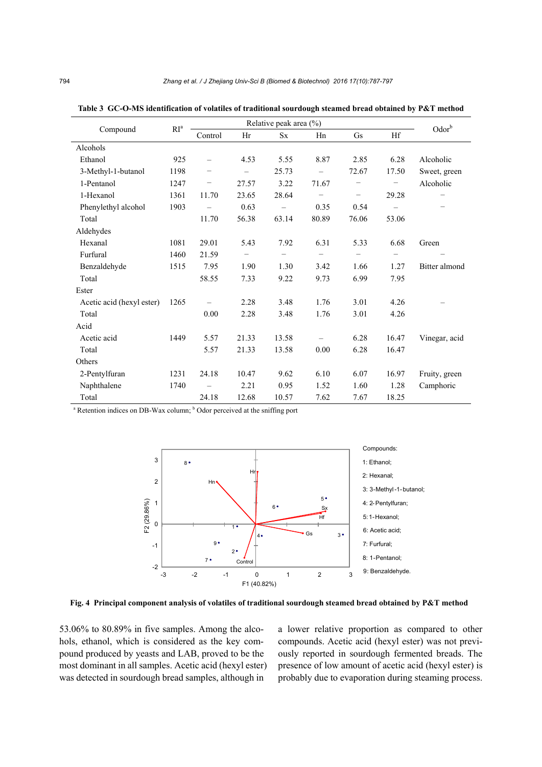**Table 3 GC-O-MS identification of volatiles of traditional sourdough steamed bread obtained by P&T method**

| Compound | RI[a] | Relative peak area (%) | | | | | | Odor[b] |
|---|---|---|---|---|---|---|---|---|
| | | Control | Hr | Sx | Hn | Gs | Hf | |
| Alcohols | | | | | | | | |
| Ethanol | 925 | – | 4.53 | 5.55 | 8.87 | 2.85 | 6.28 | Alcoholic |
| 3-Methyl-1-butanol | 1198 | – | – | 25.73 | – | 72.67 | 17.50 | Sweet, green |
| 1-Pentanol | 1247 | – | 27.57 | 3.22 | 71.67 | – | – | Alcoholic |
| 1-Hexanol | 1361 | 11.70 | 23.65 | 28.64 | – | – | 29.28 | – |
| Phenylethyl alcohol | 1903 | – | 0.63 | – | 0.35 | 0.54 | – | – |
| Total | | 11.70 | 56.38 | 63.14 | 80.89 | 76.06 | 53.06 | |
| Aldehydes | | | | | | | | |
| Hexanal | 1081 | 29.01 | 5.43 | 7.92 | 6.31 | 5.33 | 6.68 | Green |
| Furfural | 1460 | 21.59 | – | – | – | – | – | – |
| Benzaldehyde | 1515 | 7.95 | 1.90 | 1.30 | 3.42 | 1.66 | 1.27 | Bitter almond |
| Total | | 58.55 | 7.33 | 9.22 | 9.73 | 6.99 | 7.95 | |
| Ester | | | | | | | | |
| Acetic acid (hexyl ester) | 1265 | – | 2.28 | 3.48 | 1.76 | 3.01 | 4.26 | – |
| Total | | 0.00 | 2.28 | 3.48 | 1.76 | 3.01 | 4.26 | |
| Acid | | | | | | | | |
| Acetic acid | 1449 | 5.57 | 21.33 | 13.58 | – | 6.28 | 16.47 | Vinegar, acid |
| Total | | 5.57 | 21.33 | 13.58 | 0.00 | 6.28 | 16.47 | |
| Others | | | | | | | | |
| 2-Pentylfuran | 1231 | 24.18 | 10.47 | 9.62 | 6.10 | 6.07 | 16.97 | Fruity, green |
| Naphthalene | 1740 | – | 2.21 | 0.95 | 1.52 | 1.60 | 1.28 | Camphoric |
| Total | | 24.18 | 12.68 | 10.57 | 7.62 | 7.67 | 18.25 | |

[a] Retention indices on DB-Wax column; [b] Odor perceived at the sniffing port

F2 (29.86%)

F1 (40.82%)

Hr, Hn, Sx, Hf, Gs, Control

1, 2, 3, 4, 5, 6, 7, 8, 9

-3, -2, -1, 0, 1, 2, 3

Compounds:
1: Ethanol;
2: Hexanal;
3: 3-Methyl-1-butanol;
4: 2-Pentylfuran;
5: 1-Hexanol;
6: Acetic acid;
7: Furfural;
8: 1-Pentanol;
9: Benzaldehyde.

**Fig. 4 Principal component analysis of volatiles of traditional sourdough steamed bread obtained by P&T method**

53.06% to 80.89% in five samples. Among the alcohols, ethanol, which is considered as the key compound produced by yeasts and LAB, proved to be the most dominant in all samples. Acetic acid (hexyl ester) was detected in sourdough bread samples, although in a lower relative proportion as compared to other compounds. Acetic acid (hexyl ester) was not previously reported in sourdough fermented breads. The presence of low amount of acetic acid (hexyl ester) is probably due to evaporation during steaming process.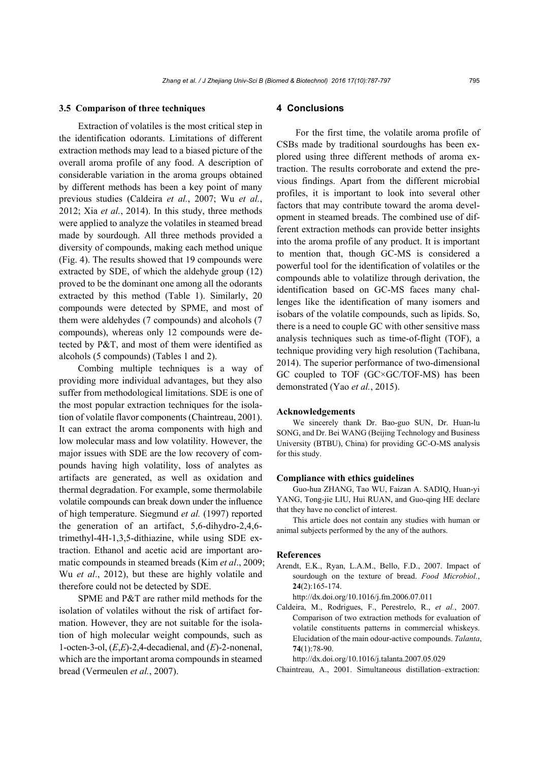### 3.5 Comparison of three techniques

Extraction of volatiles is the most critical step in the identification odorants. Limitations of different extraction methods may lead to a biased picture of the overall aroma profile of any food. A description of considerable variation in the aroma groups obtained by different methods has been a key point of many previous studies (Caldeira *et al.*, 2007; Wu *et al.*, 2012; Xia *et al.*, 2014). In this study, three methods were applied to analyze the volatiles in steamed bread made by sourdough. All three methods provided a diversity of compounds, making each method unique (Fig. 4). The results showed that 19 compounds were extracted by SDE, of which the aldehyde group (12) proved to be the dominant one among all the odorants extracted by this method (Table 1). Similarly, 20 compounds were detected by SPME, and most of them were aldehydes (7 compounds) and alcohols (7 compounds), whereas only 12 compounds were detected by P&T, and most of them were identified as alcohols (5 compounds) (Tables 1 and 2).

Combing multiple techniques is a way of providing more individual advantages, but they also suffer from methodological limitations. SDE is one of the most popular extraction techniques for the isolation of volatile flavor components (Chaintreau, 2001). It can extract the aroma components with high and low molecular mass and low volatility. However, the major issues with SDE are the low recovery of compounds having high volatility, loss of analytes as artifacts are generated, as well as oxidation and thermal degradation. For example, some thermolabile volatile compounds can break down under the influence of high temperature. Siegmund *et al.* (1997) reported the generation of an artifact, 5,6-dihydro-2,4,6-trimethyl-4H-1,3,5-dithiazine, while using SDE extraction. Ethanol and acetic acid are important aromatic compounds in steamed breads (Kim *et al*., 2009; Wu *et al*., 2012), but these are highly volatile and therefore could not be detected by SDE.

SPME and P&T are rather mild methods for the isolation of volatiles without the risk of artifact formation. However, they are not suitable for the isolation of high molecular weight compounds, such as 1-octen-3-ol, (*E*,*E*)-2,4-decadienal, and (*E*)-2-nonenal, which are the important aroma compounds in steamed bread (Vermeulen *et al.*, 2007).

## 4 Conclusions

For the first time, the volatile aroma profile of CSBs made by traditional sourdoughs has been explored using three different methods of aroma extraction. The results corroborate and extend the previous findings. Apart from the different microbial profiles, it is important to look into several other factors that may contribute toward the aroma development in steamed breads. The combined use of different extraction methods can provide better insights into the aroma profile of any product. It is important to mention that, though GC-MS is considered a powerful tool for the identification of volatiles or the compounds able to volatilize through derivation, the identification based on GC-MS faces many challenges like the identification of many isomers and isobars of the volatile compounds, such as lipids. So, there is a need to couple GC with other sensitive mass analysis techniques such as time-of-flight (TOF), a technique providing very high resolution (Tachibana, 2014). The superior performance of two-dimensional GC coupled to TOF (GC×GC/TOF-MS) has been demonstrated (Yao *et al.*, 2015).

#### Acknowledgements

We sincerely thank Dr. Bao-guo SUN, Dr. Huan-lu SONG, and Dr. Bei WANG (Beijing Technology and Business University (BTBU), China) for providing GC-O-MS analysis for this study.

#### Compliance with ethics guidelines

Guo-hua ZHANG, Tao WU, Faizan A. SADIQ, Huan-yi YANG, Tong-jie LIU, Hui RUAN, and Guo-qing HE declare that they have no conclict of interest.

This article does not contain any studies with human or animal subjects performed by the any of the authors.

#### References

Arendt, E.K., Ryan, L.A.M., Bello, F.D., 2007. Impact of sourdough on the texture of bread. *Food Microbiol.*, **24**(2):165-174. http://dx.doi.org/10.1016/j.fm.2006.07.011

Caldeira, M., Rodrigues, F., Perestrelo, R., *et al.*, 2007. Comparison of two extraction methods for evaluation of volatile constituents patterns in commercial whiskeys. Elucidation of the main odour-active compounds. *Talanta*, **74**(1):78-90. http://dx.doi.org/10.1016/j.talanta.2007.05.029

Chaintreau, A., 2001. Simultaneous distillation–extraction: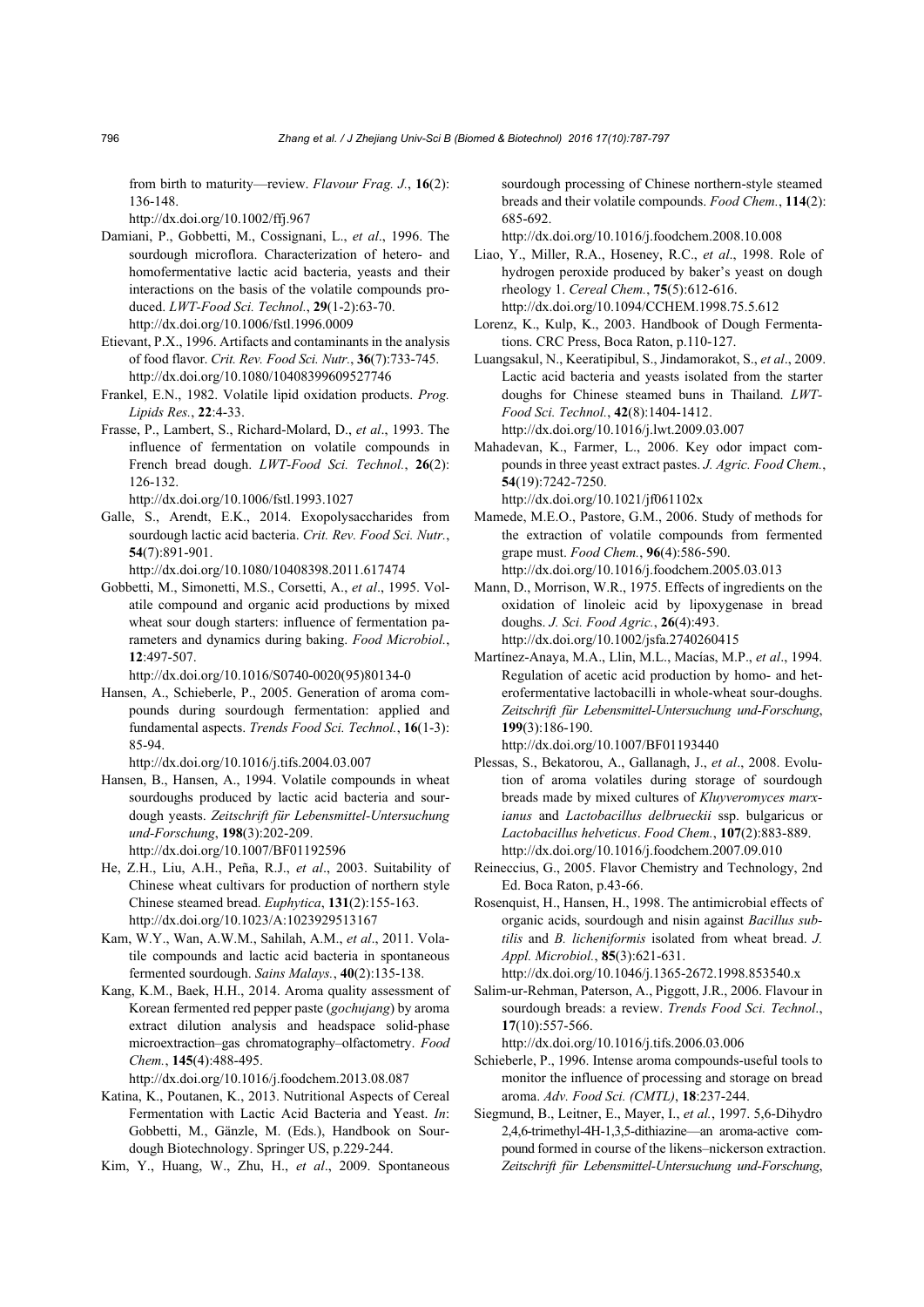from birth to maturity—review. *Flavour Frag. J.*, **16**(2): 136-148.
http://dx.doi.org/10.1002/ffj.967

Damiani, P., Gobbetti, M., Cossignani, L., *et al*., 1996. The sourdough microflora. Characterization of hetero- and homofermentative lactic acid bacteria, yeasts and their interactions on the basis of the volatile compounds produced. *LWT-Food Sci. Technol.*, **29**(1-2):63-70.
http://dx.doi.org/10.1006/fstl.1996.0009

Etievant, P.X., 1996. Artifacts and contaminants in the analysis of food flavor. *Crit. Rev. Food Sci. Nutr.*, **36**(7):733-745.
http://dx.doi.org/10.1080/10408399609527746

Frankel, E.N., 1982. Volatile lipid oxidation products. *Prog. Lipids Res.*, **22**:4-33.

Frasse, P., Lambert, S., Richard-Molard, D., *et al*., 1993. The influence of fermentation on volatile compounds in French bread dough. *LWT-Food Sci. Technol.*, **26**(2): 126-132.
http://dx.doi.org/10.1006/fstl.1993.1027

Galle, S., Arendt, E.K., 2014. Exopolysaccharides from sourdough lactic acid bacteria. *Crit. Rev. Food Sci. Nutr.*, **54**(7):891-901.
http://dx.doi.org/10.1080/10408398.2011.617474

Gobbetti, M., Simonetti, M.S., Corsetti, A., *et al*., 1995. Volatile compound and organic acid productions by mixed wheat sour dough starters: influence of fermentation parameters and dynamics during baking. *Food Microbiol.*, **12**:497-507.
http://dx.doi.org/10.1016/S0740-0020(95)80134-0

Hansen, A., Schieberle, P., 2005. Generation of aroma compounds during sourdough fermentation: applied and fundamental aspects. *Trends Food Sci. Technol.*, **16**(1-3): 85-94.
http://dx.doi.org/10.1016/j.tifs.2004.03.007

Hansen, B., Hansen, A., 1994. Volatile compounds in wheat sourdoughs produced by lactic acid bacteria and sourdough yeasts. *Zeitschrift für Lebensmittel-Untersuchung und-Forschung*, **198**(3):202-209.
http://dx.doi.org/10.1007/BF01192596

He, Z.H., Liu, A.H., Peña, R.J., *et al*., 2003. Suitability of Chinese wheat cultivars for production of northern style Chinese steamed bread. *Euphytica*, **131**(2):155-163.
http://dx.doi.org/10.1023/A:1023929513167

Kam, W.Y., Wan, A.W.M., Sahilah, A.M., *et al*., 2011. Volatile compounds and lactic acid bacteria in spontaneous fermented sourdough. *Sains Malays.*, **40**(2):135-138.

Kang, K.M., Baek, H.H., 2014. Aroma quality assessment of Korean fermented red pepper paste (*gochujang*) by aroma extract dilution analysis and headspace solid-phase microextraction–gas chromatography–olfactometry. *Food Chem.*, **145**(4):488-495.
http://dx.doi.org/10.1016/j.foodchem.2013.08.087

Katina, K., Poutanen, K., 2013. Nutritional Aspects of Cereal Fermentation with Lactic Acid Bacteria and Yeast. *In*: Gobbetti, M., Gänzle, M. (Eds.), Handbook on Sourdough Biotechnology. Springer US, p.229-244.

Kim, Y., Huang, W., Zhu, H., *et al*., 2009. Spontaneous sourdough processing of Chinese northern-style steamed breads and their volatile compounds. *Food Chem.*, **114**(2): 685-692.
http://dx.doi.org/10.1016/j.foodchem.2008.10.008

Liao, Y., Miller, R.A., Hoseney, R.C., *et al*., 1998. Role of hydrogen peroxide produced by baker's yeast on dough rheology 1. *Cereal Chem.*, **75**(5):612-616.
http://dx.doi.org/10.1094/CCHEM.1998.75.5.612

Lorenz, K., Kulp, K., 2003. Handbook of Dough Fermentations. CRC Press, Boca Raton, p.110-127.

Luangsakul, N., Keeratipibul, S., Jindamorakot, S., *et al*., 2009. Lactic acid bacteria and yeasts isolated from the starter doughs for Chinese steamed buns in Thailand. *LWT-Food Sci. Technol.*, **42**(8):1404-1412.
http://dx.doi.org/10.1016/j.lwt.2009.03.007

Mahadevan, K., Farmer, L., 2006. Key odor impact compounds in three yeast extract pastes. *J. Agric. Food Chem.*, **54**(19):7242-7250.
http://dx.doi.org/10.1021/jf061102x

Mamede, M.E.O., Pastore, G.M., 2006. Study of methods for the extraction of volatile compounds from fermented grape must. *Food Chem.*, **96**(4):586-590.
http://dx.doi.org/10.1016/j.foodchem.2005.03.013

Mann, D., Morrison, W.R., 1975. Effects of ingredients on the oxidation of linoleic acid by lipoxygenase in bread doughs. *J. Sci. Food Agric.*, **26**(4):493.
http://dx.doi.org/10.1002/jsfa.2740260415

Martínez-Anaya, M.A., Llin, M.L., Macías, M.P., *et al*., 1994. Regulation of acetic acid production by homo- and heterofermentative lactobacilli in whole-wheat sour-doughs. *Zeitschrift für Lebensmittel-Untersuchung und-Forschung*, **199**(3):186-190.
http://dx.doi.org/10.1007/BF01193440

Plessas, S., Bekatorou, A., Gallanagh, J., *et al*., 2008. Evolution of aroma volatiles during storage of sourdough breads made by mixed cultures of *Kluyveromyces marxianus* and *Lactobacillus delbrueckii* ssp. bulgaricus or *Lactobacillus helveticus*. *Food Chem.*, **107**(2):883-889.
http://dx.doi.org/10.1016/j.foodchem.2007.09.010

Reineccius, G., 2005. Flavor Chemistry and Technology, 2nd Ed. Boca Raton, p.43-66.

Rosenquist, H., Hansen, H., 1998. The antimicrobial effects of organic acids, sourdough and nisin against *Bacillus subtilis* and *B. licheniformis* isolated from wheat bread. *J. Appl. Microbiol.*, **85**(3):621-631.
http://dx.doi.org/10.1046/j.1365-2672.1998.853540.x

Salim-ur-Rehman, Paterson, A., Piggott, J.R., 2006. Flavour in sourdough breads: a review. *Trends Food Sci. Technol.*, **17**(10):557-566.
http://dx.doi.org/10.1016/j.tifs.2006.03.006

Schieberle, P., 1996. Intense aroma compounds-useful tools to monitor the influence of processing and storage on bread aroma. *Adv. Food Sci. (CMTL)*, **18**:237-244.

Siegmund, B., Leitner, E., Mayer, I., *et al.*, 1997. 5,6-Dihydro 2,4,6-trimethyl-4H-1,3,5-dithiazine—an aroma-active compound formed in course of the likens–nickerson extraction. *Zeitschrift für Lebensmittel-Untersuchung und-Forschung*,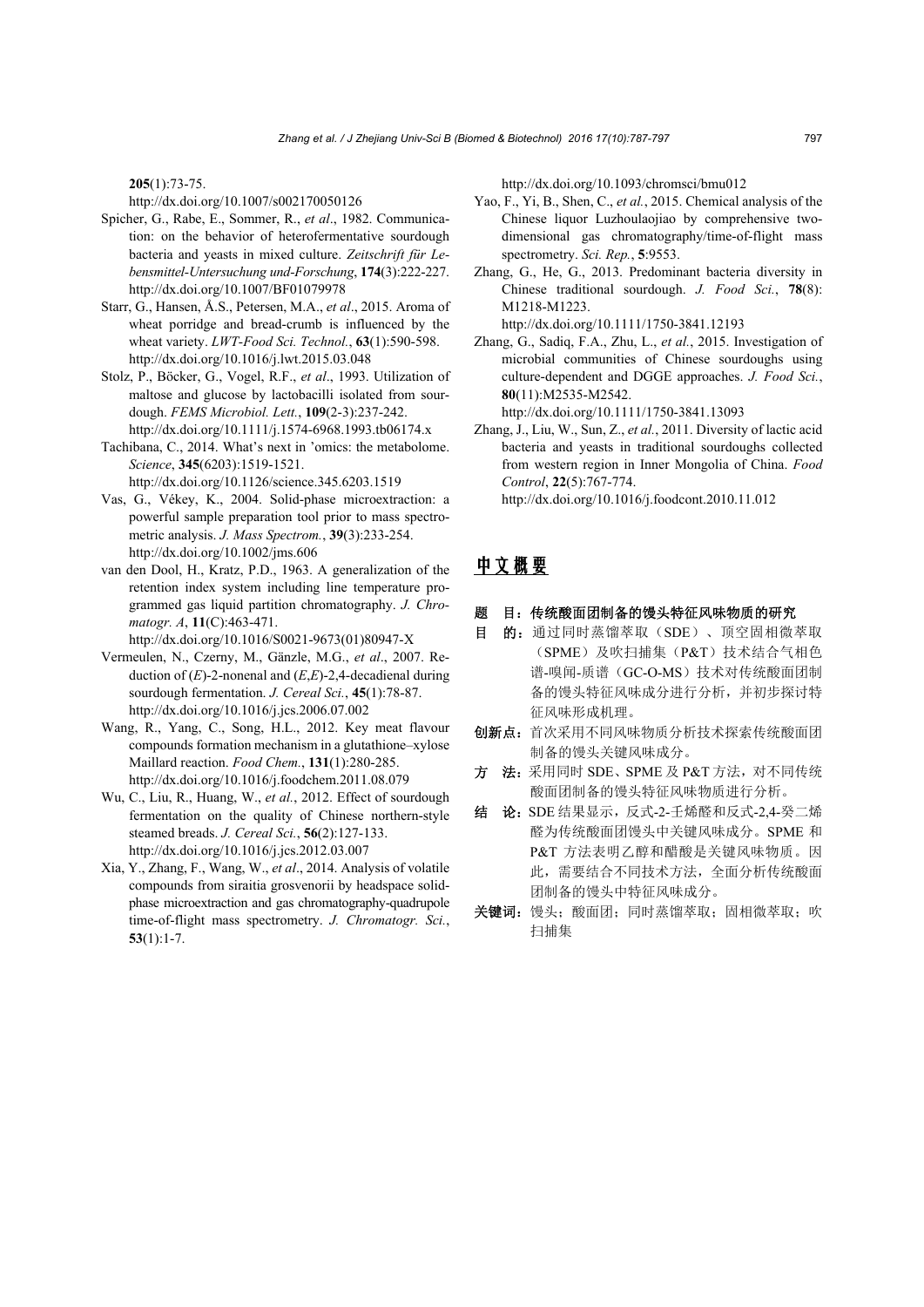**205**(1):73-75.
http://dx.doi.org/10.1007/s002170050126

Spicher, G., Rabe, E., Sommer, R., *et al*., 1982. Communication: on the behavior of heterofermentative sourdough bacteria and yeasts in mixed culture. *Zeitschrift für Lebensmittel-Untersuchung und-Forschung*, **174**(3):222-227.
http://dx.doi.org/10.1007/BF01079978

Starr, G., Hansen, Å.S., Petersen, M.A., *et al*., 2015. Aroma of wheat porridge and bread-crumb is influenced by the wheat variety. *LWT-Food Sci. Technol.*, **63**(1):590-598.
http://dx.doi.org/10.1016/j.lwt.2015.03.048

Stolz, P., Böcker, G., Vogel, R.F., *et al*., 1993. Utilization of maltose and glucose by lactobacilli isolated from sourdough. *FEMS Microbiol. Lett.*, **109**(2-3):237-242.
http://dx.doi.org/10.1111/j.1574-6968.1993.tb06174.x

Tachibana, C., 2014. What's next in 'omics: the metabolome. *Science*, **345**(6203):1519-1521.
http://dx.doi.org/10.1126/science.345.6203.1519

Vas, G., Vékey, K., 2004. Solid-phase microextraction: a powerful sample preparation tool prior to mass spectrometric analysis. *J. Mass Spectrom.*, **39**(3):233-254.
http://dx.doi.org/10.1002/jms.606

van den Dool, H., Kratz, P.D., 1963. A generalization of the retention index system including line temperature programmed gas liquid partition chromatography. *J. Chromatogr. A*, **11**(C):463-471.
http://dx.doi.org/10.1016/S0021-9673(01)80947-X

Vermeulen, N., Czerny, M., Gänzle, M.G., *et al*., 2007. Reduction of (*E*)-2-nonenal and (*E*,*E*)-2,4-decadienal during sourdough fermentation. *J. Cereal Sci.*, **45**(1):78-87.
http://dx.doi.org/10.1016/j.jcs.2006.07.002

Wang, R., Yang, C., Song, H.L., 2012. Key meat flavour compounds formation mechanism in a glutathione–xylose Maillard reaction. *Food Chem.*, **131**(1):280-285.
http://dx.doi.org/10.1016/j.foodchem.2011.08.079

Wu, C., Liu, R., Huang, W., *et al.*, 2012. Effect of sourdough fermentation on the quality of Chinese northern-style steamed breads. *J. Cereal Sci.*, **56**(2):127-133.
http://dx.doi.org/10.1016/j.jcs.2012.03.007

Xia, Y., Zhang, F., Wang, W., *et al*., 2014. Analysis of volatile compounds from siraitia grosvenorii by headspace solid-phase microextraction and gas chromatography-quadrupole time-of-flight mass spectrometry. *J. Chromatogr. Sci.*, **53**(1):1-7.
http://dx.doi.org/10.1093/chromsci/bmu012

Yao, F., Yi, B., Shen, C., *et al.*, 2015. Chemical analysis of the Chinese liquor Luzhoulaojiao by comprehensive two-dimensional gas chromatography/time-of-flight mass spectrometry. *Sci. Rep.*, **5**:9553.

Zhang, G., He, G., 2013. Predominant bacteria diversity in Chinese traditional sourdough. *J. Food Sci.*, **78**(8): M1218-M1223.
http://dx.doi.org/10.1111/1750-3841.12193

Zhang, G., Sadiq, F.A., Zhu, L., *et al.*, 2015. Investigation of microbial communities of Chinese sourdoughs using culture-dependent and DGGE approaches. *J. Food Sci.*, **80**(11):M2535-M2542.
http://dx.doi.org/10.1111/1750-3841.13093

Zhang, J., Liu, W., Sun, Z., *et al.*, 2011. Diversity of lactic acid bacteria and yeasts in traditional sourdoughs collected from western region in Inner Mongolia of China. *Food Control*, **22**(5):767-774.
http://dx.doi.org/10.1016/j.foodcont.2010.11.012

## 中文概要

**题　目：传统酸面团制备的馒头特征风味物质的研究**

**目　的：**通过同时蒸馏萃取（SDE）、顶空固相微萃取（SPME）及吹扫捕集（P&T）技术结合气相色谱-嗅闻-质谱（GC-O-MS）技术对传统酸面团制备的馒头特征风味成分进行分析，并初步探讨特征风味形成机理。

**创新点：**首次采用不同风味物质分析技术探索传统酸面团制备的馒头关键风味成分。

**方　法：**采用同时 SDE、SPME 及 P&T 方法，对不同传统酸面团制备的馒头特征风味物质进行分析。

**结　论：**SDE 结果显示，反式-2-壬烯醛和反式-2,4-癸二烯醛为传统酸面团馒头中关键风味成分。SPME 和 P&T 方法表明乙醇和醋酸是关键风味物质。因此，需要结合不同技术方法，全面分析传统酸面团制备的馒头中特征风味成分。

**关键词：**馒头；酸面团；同时蒸馏萃取；固相微萃取；吹扫捕集